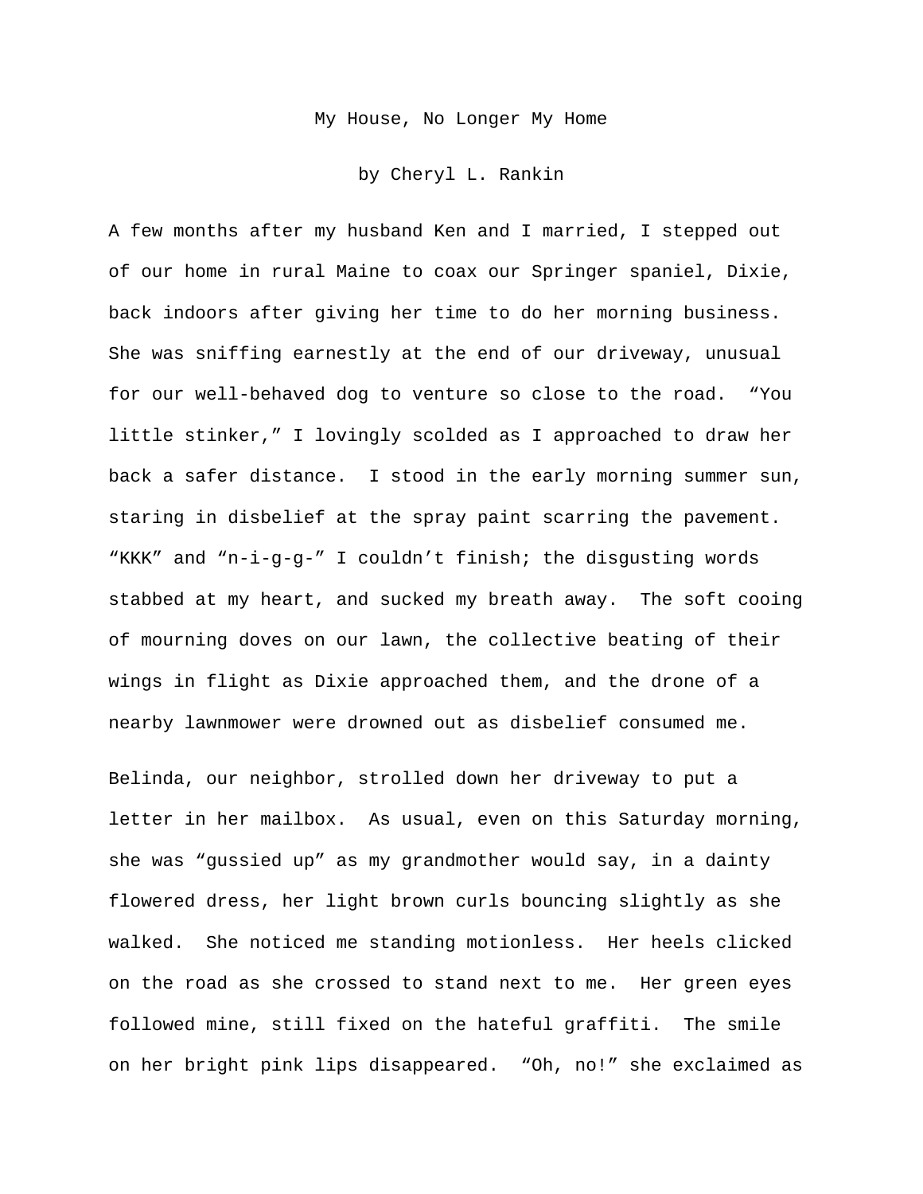# My House, No Longer My Home

by Cheryl L. Rankin

A few months after my husband Ken and I married, I stepped out of our home in rural Maine to coax our Springer spaniel, Dixie, back indoors after giving her time to do her morning business. She was sniffing earnestly at the end of our driveway, unusual for our well-behaved dog to venture so close to the road. "You little stinker," I lovingly scolded as I approached to draw her back a safer distance. I stood in the early morning summer sun, staring in disbelief at the spray paint scarring the pavement. "KKK" and "n-i-g-g-" I couldn't finish; the disgusting words stabbed at my heart, and sucked my breath away. The soft cooing of mourning doves on our lawn, the collective beating of their wings in flight as Dixie approached them, and the drone of a nearby lawnmower were drowned out as disbelief consumed me.

Belinda, our neighbor, strolled down her driveway to put a letter in her mailbox. As usual, even on this Saturday morning, she was "gussied up" as my grandmother would say, in a dainty flowered dress, her light brown curls bouncing slightly as she walked. She noticed me standing motionless. Her heels clicked on the road as she crossed to stand next to me. Her green eyes followed mine, still fixed on the hateful graffiti. The smile on her bright pink lips disappeared. "Oh, no!" she exclaimed as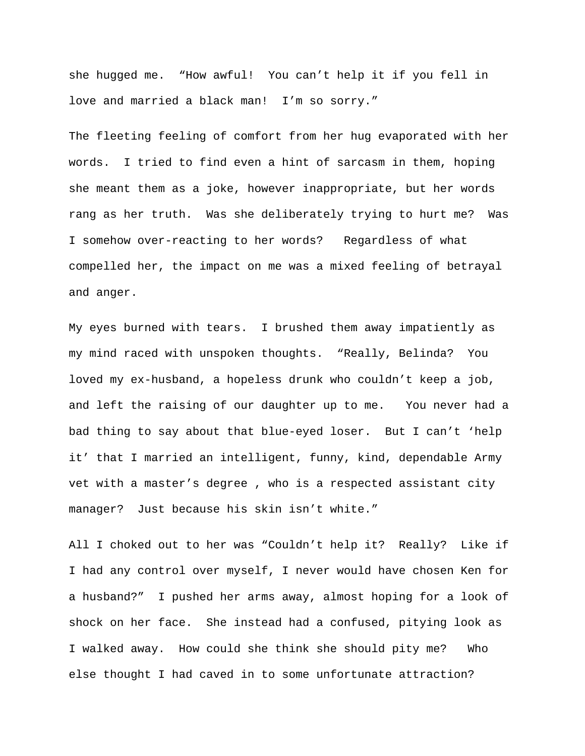she hugged me. “How awful! You can’t help it if you fell in love and married a black man! I’m so sorry.”

The fleeting feeling of comfort from her hug evaporated with her words. I tried to find even a hint of sarcasm in them, hoping she meant them as a joke, however inappropriate, but her words rang as her truth. Was she deliberately trying to hurt me? Was I somehow over-reacting to her words? Regardless of what compelled her, the impact on me was a mixed feeling of betrayal and anger.

My eyes burned with tears. I brushed them away impatiently as my mind raced with unspoken thoughts. “Really, Belinda? You loved my ex-husband, a hopeless drunk who couldn’t keep a job, and left the raising of our daughter up to me. You never had a bad thing to say about that blue-eyed loser. But I can’t ‘help it’ that I married an intelligent, funny, kind, dependable Army vet with a master’s degree , who is a respected assistant city manager? Just because his skin isn’t white.”

All I choked out to her was “Couldn’t help it? Really? Like if I had any control over myself, I never would have chosen Ken for a husband?” I pushed her arms away, almost hoping for a look of shock on her face. She instead had a confused, pitying look as I walked away. How could she think she should pity me? Who else thought I had caved in to some unfortunate attraction?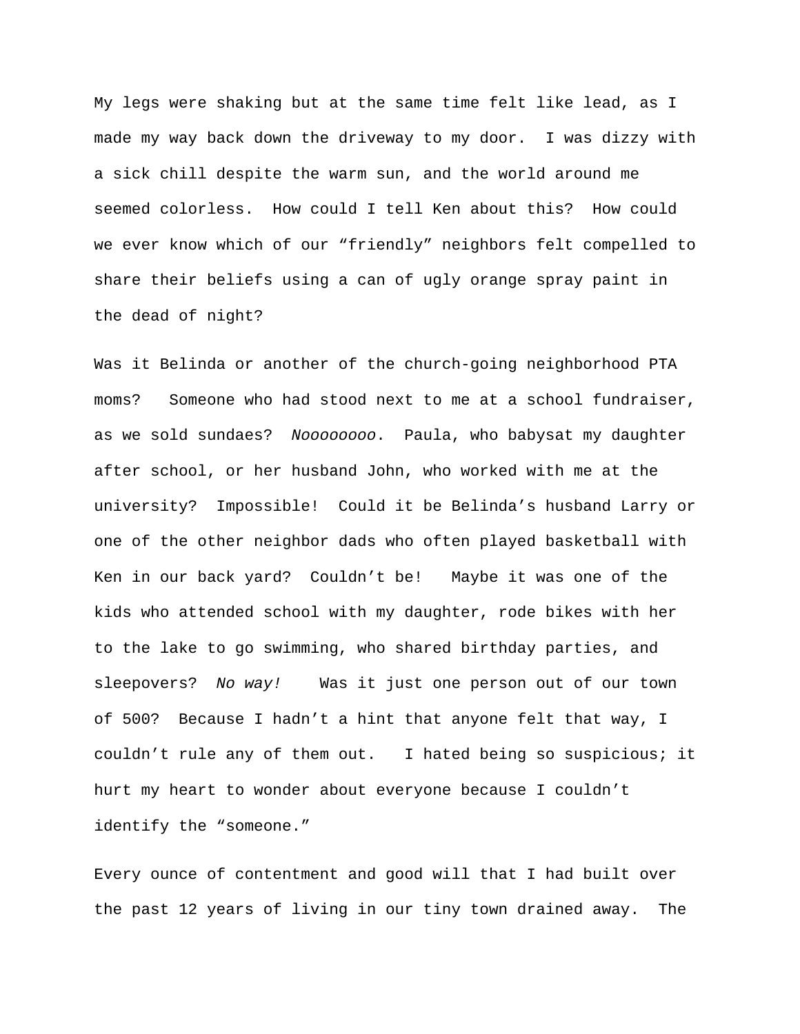My legs were shaking but at the same time felt like lead, as I made my way back down the driveway to my door. I was dizzy with a sick chill despite the warm sun, and the world around me seemed colorless. How could I tell Ken about this? How could we ever know which of our "friendly" neighbors felt compelled to share their beliefs using a can of ugly orange spray paint in the dead of night?

Was it Belinda or another of the church-going neighborhood PTA moms? Someone who had stood next to me at a school fundraiser, as we sold sundaes? *Noooooooo*. Paula, who babysat my daughter after school, or her husband John, who worked with me at the university? Impossible! Could it be Belinda's husband Larry or one of the other neighbor dads who often played basketball with Ken in our back yard? Couldn't be! Maybe it was one of the kids who attended school with my daughter, rode bikes with her to the lake to go swimming, who shared birthday parties, and sleepovers? *No way!* Was it just one person out of our town of 500? Because I hadn't a hint that anyone felt that way, I couldn't rule any of them out. I hated being so suspicious; it hurt my heart to wonder about everyone because I couldn't identify the "someone."

Every ounce of contentment and good will that I had built over the past 12 years of living in our tiny town drained away. The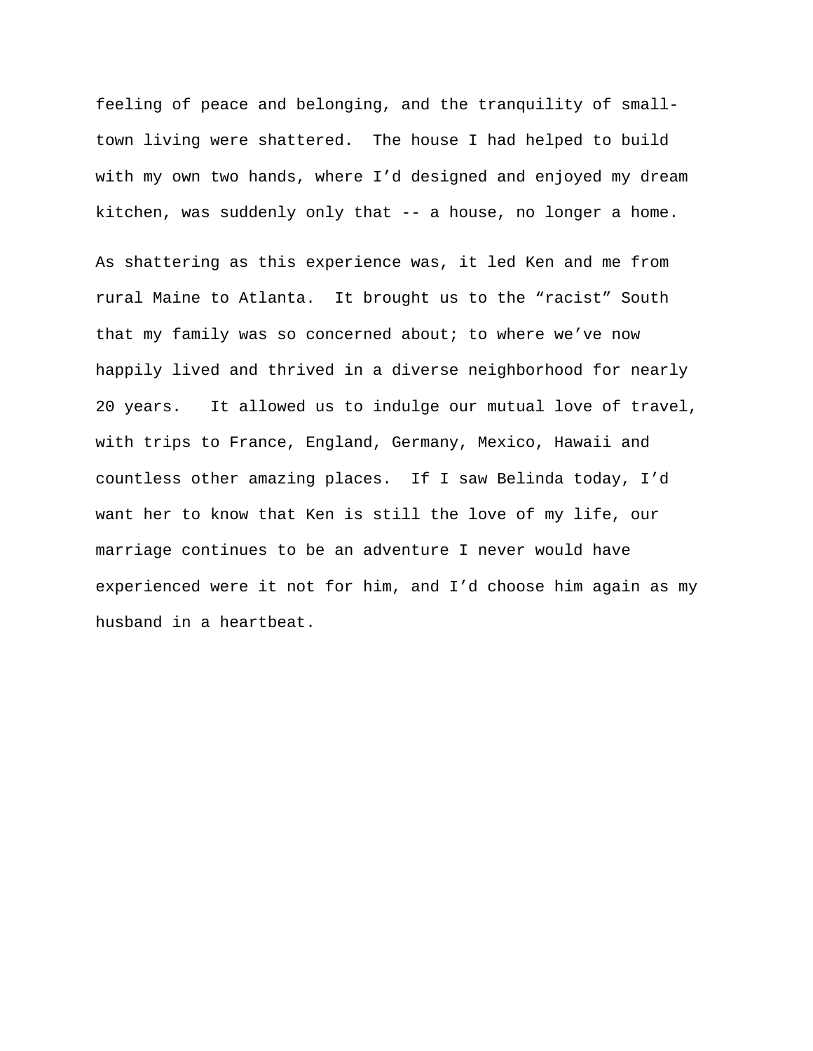feeling of peace and belonging, and the tranquility of small-town living were shattered. The house I had helped to build with my own two hands, where I'd designed and enjoyed my dream kitchen, was suddenly only that -- a house, no longer a home.

As shattering as this experience was, it led Ken and me from rural Maine to Atlanta. It brought us to the "racist" South that my family was so concerned about; to where we've now happily lived and thrived in a diverse neighborhood for nearly 20 years. It allowed us to indulge our mutual love of travel, with trips to France, England, Germany, Mexico, Hawaii and countless other amazing places. If I saw Belinda today, I'd want her to know that Ken is still the love of my life, our marriage continues to be an adventure I never would have experienced were it not for him, and I'd choose him again as my husband in a heartbeat.